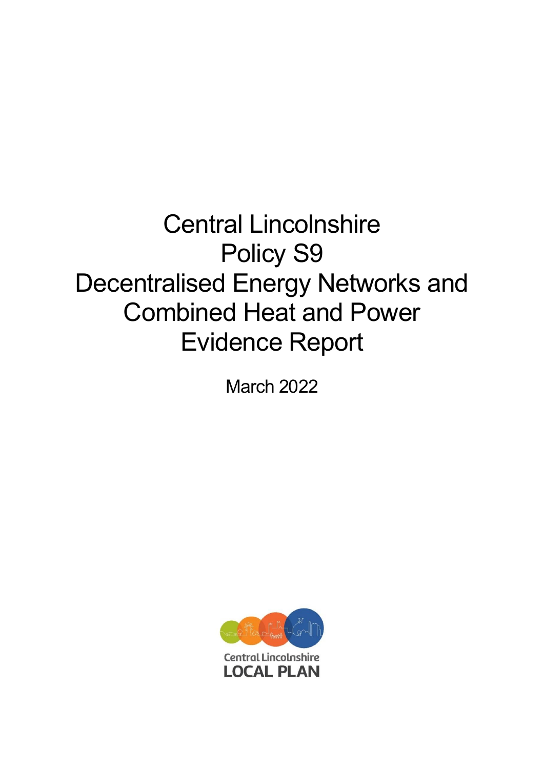# Central Lincolnshire
# Policy S9
# Decentralised Energy Networks and Combined Heat and Power
# Evidence Report

March 2022

Central Lincolnshire
LOCAL PLAN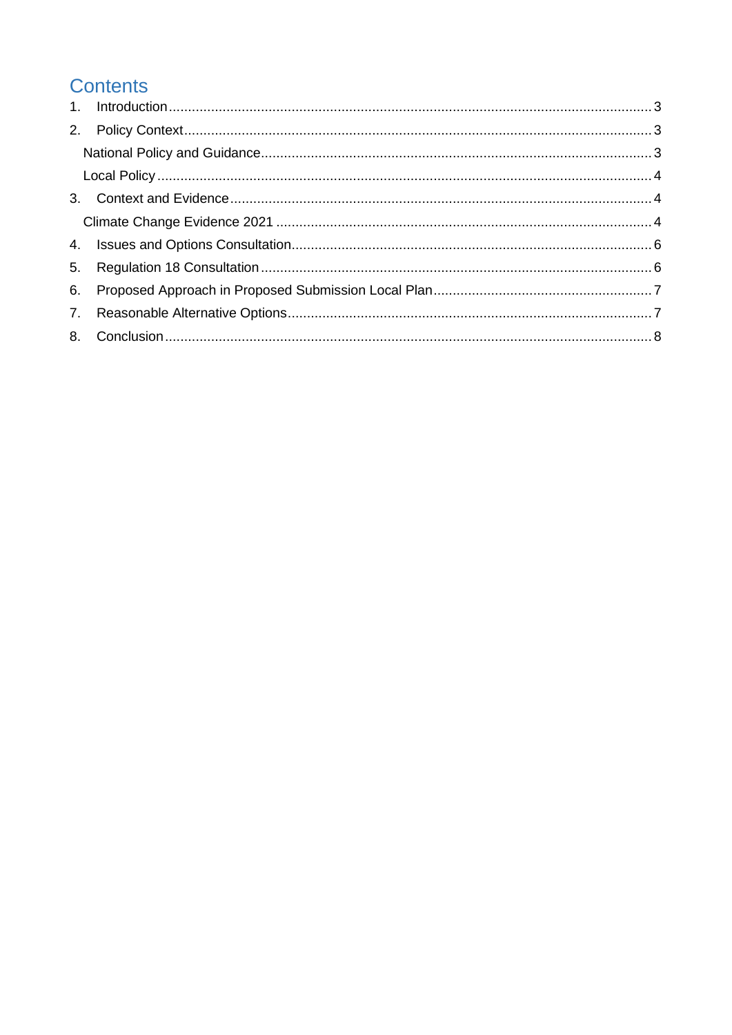# Contents

1. Introduction ... 3
2. Policy Context ... 3
   - National Policy and Guidance ... 3
   - Local Policy ... 4
3. Context and Evidence ... 4
   - Climate Change Evidence 2021 ... 4
4. Issues and Options Consultation ... 6
5. Regulation 18 Consultation ... 6
6. Proposed Approach in Proposed Submission Local Plan ... 7
7. Reasonable Alternative Options ... 7
8. Conclusion ... 8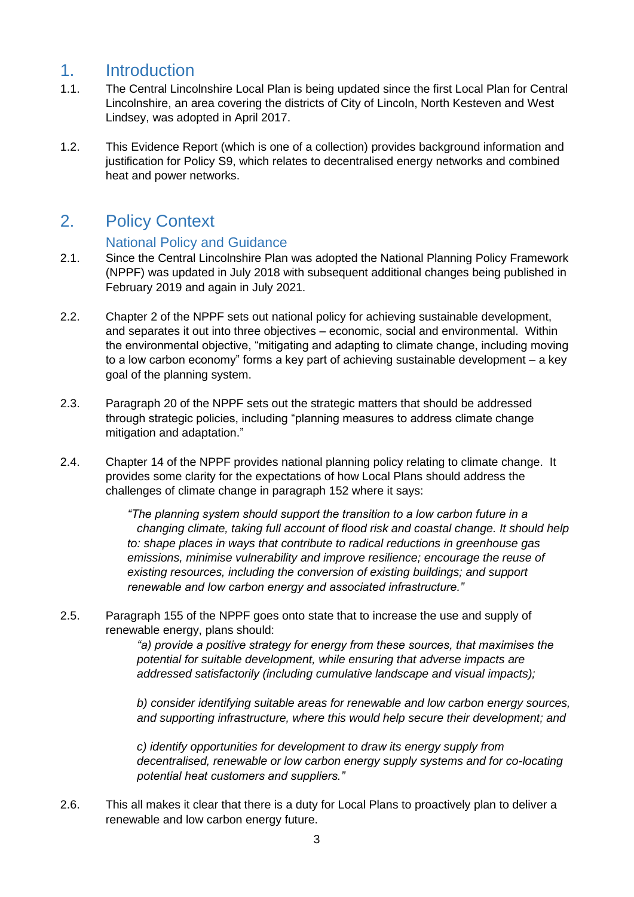# 1. Introduction

1.1. The Central Lincolnshire Local Plan is being updated since the first Local Plan for Central Lincolnshire, an area covering the districts of City of Lincoln, North Kesteven and West Lindsey, was adopted in April 2017.

1.2. This Evidence Report (which is one of a collection) provides background information and justification for Policy S9, which relates to decentralised energy networks and combined heat and power networks.

# 2. Policy Context

## National Policy and Guidance

2.1. Since the Central Lincolnshire Plan was adopted the National Planning Policy Framework (NPPF) was updated in July 2018 with subsequent additional changes being published in February 2019 and again in July 2021.

2.2. Chapter 2 of the NPPF sets out national policy for achieving sustainable development, and separates it out into three objectives – economic, social and environmental. Within the environmental objective, "mitigating and adapting to climate change, including moving to a low carbon economy" forms a key part of achieving sustainable development – a key goal of the planning system.

2.3. Paragraph 20 of the NPPF sets out the strategic matters that should be addressed through strategic policies, including "planning measures to address climate change mitigation and adaptation."

2.4. Chapter 14 of the NPPF provides national planning policy relating to climate change. It provides some clarity for the expectations of how Local Plans should address the challenges of climate change in paragraph 152 where it says:

> *"The planning system should support the transition to a low carbon future in a changing climate, taking full account of flood risk and coastal change. It should help to: shape places in ways that contribute to radical reductions in greenhouse gas emissions, minimise vulnerability and improve resilience; encourage the reuse of existing resources, including the conversion of existing buildings; and support renewable and low carbon energy and associated infrastructure."*

2.5. Paragraph 155 of the NPPF goes onto state that to increase the use and supply of renewable energy, plans should:

> *"a) provide a positive strategy for energy from these sources, that maximises the potential for suitable development, while ensuring that adverse impacts are addressed satisfactorily (including cumulative landscape and visual impacts);*
>
> *b) consider identifying suitable areas for renewable and low carbon energy sources, and supporting infrastructure, where this would help secure their development; and*
>
> *c) identify opportunities for development to draw its energy supply from decentralised, renewable or low carbon energy supply systems and for co-locating potential heat customers and suppliers."*

2.6. This all makes it clear that there is a duty for Local Plans to proactively plan to deliver a renewable and low carbon energy future.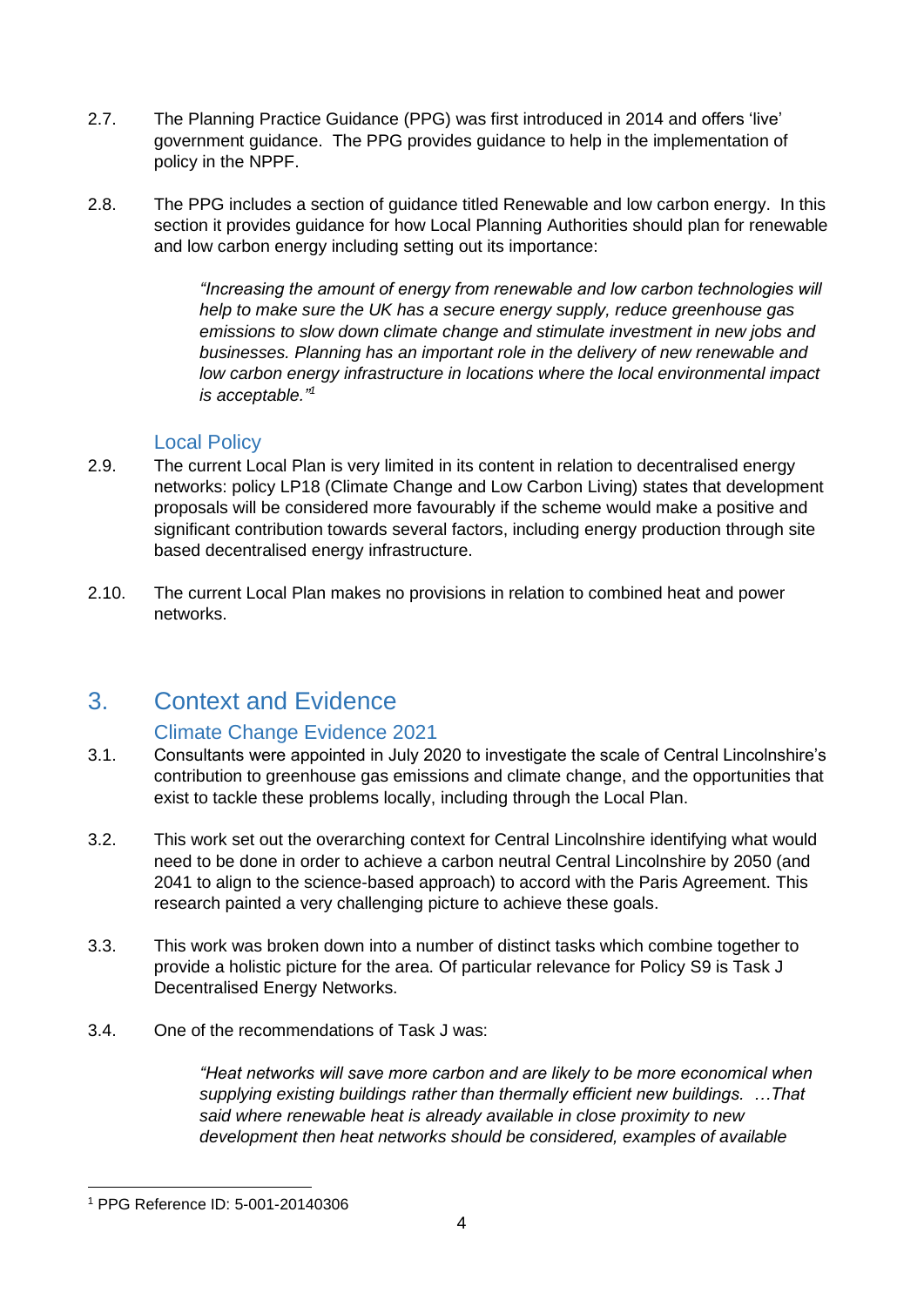2.7. The Planning Practice Guidance (PPG) was first introduced in 2014 and offers 'live' government guidance. The PPG provides guidance to help in the implementation of policy in the NPPF.

2.8. The PPG includes a section of guidance titled Renewable and low carbon energy. In this section it provides guidance for how Local Planning Authorities should plan for renewable and low carbon energy including setting out its importance:

> *"Increasing the amount of energy from renewable and low carbon technologies will help to make sure the UK has a secure energy supply, reduce greenhouse gas emissions to slow down climate change and stimulate investment in new jobs and businesses. Planning has an important role in the delivery of new renewable and low carbon energy infrastructure in locations where the local environmental impact is acceptable."*[1]

### Local Policy

2.9. The current Local Plan is very limited in its content in relation to decentralised energy networks: policy LP18 (Climate Change and Low Carbon Living) states that development proposals will be considered more favourably if the scheme would make a positive and significant contribution towards several factors, including energy production through site based decentralised energy infrastructure.

2.10. The current Local Plan makes no provisions in relation to combined heat and power networks.

## 3. Context and Evidence

### Climate Change Evidence 2021

3.1. Consultants were appointed in July 2020 to investigate the scale of Central Lincolnshire's contribution to greenhouse gas emissions and climate change, and the opportunities that exist to tackle these problems locally, including through the Local Plan.

3.2. This work set out the overarching context for Central Lincolnshire identifying what would need to be done in order to achieve a carbon neutral Central Lincolnshire by 2050 (and 2041 to align to the science-based approach) to accord with the Paris Agreement. This research painted a very challenging picture to achieve these goals.

3.3. This work was broken down into a number of distinct tasks which combine together to provide a holistic picture for the area. Of particular relevance for Policy S9 is Task J Decentralised Energy Networks.

3.4. One of the recommendations of Task J was:

> *"Heat networks will save more carbon and are likely to be more economical when supplying existing buildings rather than thermally efficient new buildings. …That said where renewable heat is already available in close proximity to new development then heat networks should be considered, examples of available*

[1] PPG Reference ID: 5-001-20140306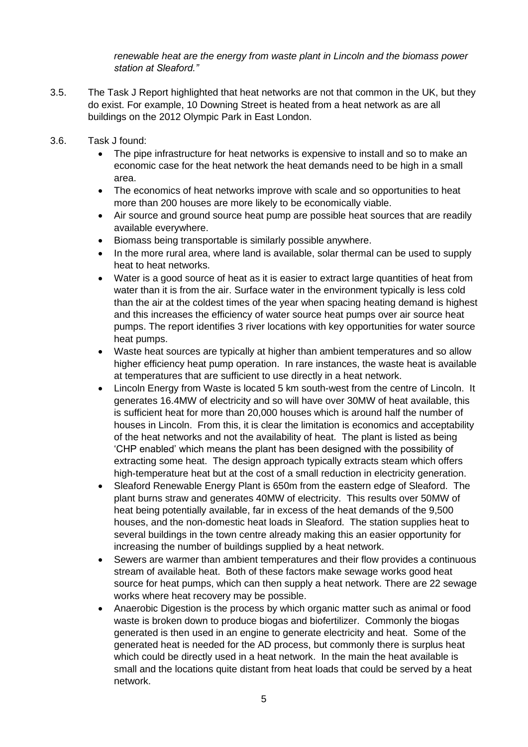*renewable heat are the energy from waste plant in Lincoln and the biomass power station at Sleaford."*

3.5. The Task J Report highlighted that heat networks are not that common in the UK, but they do exist. For example, 10 Downing Street is heated from a heat network as are all buildings on the 2012 Olympic Park in East London.

3.6. Task J found:

- The pipe infrastructure for heat networks is expensive to install and so to make an economic case for the heat network the heat demands need to be high in a small area.
- The economics of heat networks improve with scale and so opportunities to heat more than 200 houses are more likely to be economically viable.
- Air source and ground source heat pump are possible heat sources that are readily available everywhere.
- Biomass being transportable is similarly possible anywhere.
- In the more rural area, where land is available, solar thermal can be used to supply heat to heat networks.
- Water is a good source of heat as it is easier to extract large quantities of heat from water than it is from the air. Surface water in the environment typically is less cold than the air at the coldest times of the year when spacing heating demand is highest and this increases the efficiency of water source heat pumps over air source heat pumps. The report identifies 3 river locations with key opportunities for water source heat pumps.
- Waste heat sources are typically at higher than ambient temperatures and so allow higher efficiency heat pump operation. In rare instances, the waste heat is available at temperatures that are sufficient to use directly in a heat network.
- Lincoln Energy from Waste is located 5 km south-west from the centre of Lincoln. It generates 16.4MW of electricity and so will have over 30MW of heat available, this is sufficient heat for more than 20,000 houses which is around half the number of houses in Lincoln. From this, it is clear the limitation is economics and acceptability of the heat networks and not the availability of heat. The plant is listed as being 'CHP enabled' which means the plant has been designed with the possibility of extracting some heat. The design approach typically extracts steam which offers high-temperature heat but at the cost of a small reduction in electricity generation.
- Sleaford Renewable Energy Plant is 650m from the eastern edge of Sleaford. The plant burns straw and generates 40MW of electricity. This results over 50MW of heat being potentially available, far in excess of the heat demands of the 9,500 houses, and the non-domestic heat loads in Sleaford. The station supplies heat to several buildings in the town centre already making this an easier opportunity for increasing the number of buildings supplied by a heat network.
- Sewers are warmer than ambient temperatures and their flow provides a continuous stream of available heat. Both of these factors make sewage works good heat source for heat pumps, which can then supply a heat network. There are 22 sewage works where heat recovery may be possible.
- Anaerobic Digestion is the process by which organic matter such as animal or food waste is broken down to produce biogas and biofertilizer. Commonly the biogas generated is then used in an engine to generate electricity and heat. Some of the generated heat is needed for the AD process, but commonly there is surplus heat which could be directly used in a heat network. In the main the heat available is small and the locations quite distant from heat loads that could be served by a heat network.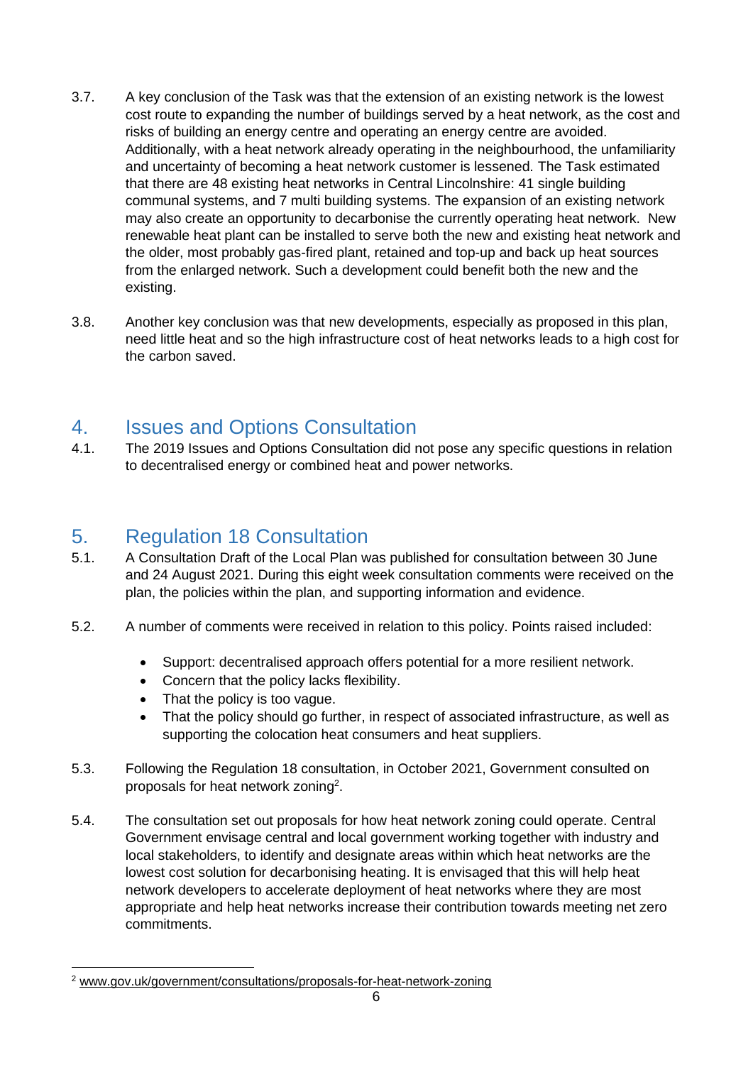3.7. A key conclusion of the Task was that the extension of an existing network is the lowest cost route to expanding the number of buildings served by a heat network, as the cost and risks of building an energy centre and operating an energy centre are avoided. Additionally, with a heat network already operating in the neighbourhood, the unfamiliarity and uncertainty of becoming a heat network customer is lessened. The Task estimated that there are 48 existing heat networks in Central Lincolnshire: 41 single building communal systems, and 7 multi building systems. The expansion of an existing network may also create an opportunity to decarbonise the currently operating heat network. New renewable heat plant can be installed to serve both the new and existing heat network and the older, most probably gas-fired plant, retained and top-up and back up heat sources from the enlarged network. Such a development could benefit both the new and the existing.

3.8. Another key conclusion was that new developments, especially as proposed in this plan, need little heat and so the high infrastructure cost of heat networks leads to a high cost for the carbon saved.

## 4. Issues and Options Consultation

4.1. The 2019 Issues and Options Consultation did not pose any specific questions in relation to decentralised energy or combined heat and power networks.

## 5. Regulation 18 Consultation

5.1. A Consultation Draft of the Local Plan was published for consultation between 30 June and 24 August 2021. During this eight week consultation comments were received on the plan, the policies within the plan, and supporting information and evidence.

5.2. A number of comments were received in relation to this policy. Points raised included:

- Support: decentralised approach offers potential for a more resilient network.
- Concern that the policy lacks flexibility.
- That the policy is too vague.
- That the policy should go further, in respect of associated infrastructure, as well as supporting the colocation heat consumers and heat suppliers.

5.3. Following the Regulation 18 consultation, in October 2021, Government consulted on proposals for heat network zoning[2].

5.4. The consultation set out proposals for how heat network zoning could operate. Central Government envisage central and local government working together with industry and local stakeholders, to identify and designate areas within which heat networks are the lowest cost solution for decarbonising heating. It is envisaged that this will help heat network developers to accelerate deployment of heat networks where they are most appropriate and help heat networks increase their contribution towards meeting net zero commitments.

[2] www.gov.uk/government/consultations/proposals-for-heat-network-zoning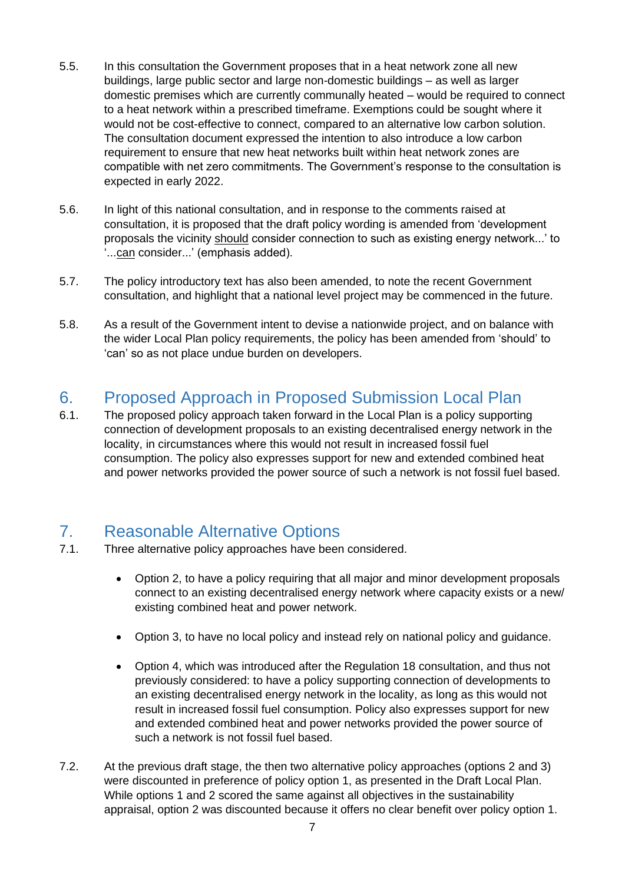5.5. In this consultation the Government proposes that in a heat network zone all new buildings, large public sector and large non-domestic buildings – as well as larger domestic premises which are currently communally heated – would be required to connect to a heat network within a prescribed timeframe. Exemptions could be sought where it would not be cost-effective to connect, compared to an alternative low carbon solution. The consultation document expressed the intention to also introduce a low carbon requirement to ensure that new heat networks built within heat network zones are compatible with net zero commitments. The Government's response to the consultation is expected in early 2022.

5.6. In light of this national consultation, and in response to the comments raised at consultation, it is proposed that the draft policy wording is amended from 'development proposals the vicinity <u>should</u> consider connection to such as existing energy network...' to '...<u>can</u> consider...' (emphasis added).

5.7. The policy introductory text has also been amended, to note the recent Government consultation, and highlight that a national level project may be commenced in the future.

5.8. As a result of the Government intent to devise a nationwide project, and on balance with the wider Local Plan policy requirements, the policy has been amended from 'should' to 'can' so as not place undue burden on developers.

## 6. Proposed Approach in Proposed Submission Local Plan

6.1. The proposed policy approach taken forward in the Local Plan is a policy supporting connection of development proposals to an existing decentralised energy network in the locality, in circumstances where this would not result in increased fossil fuel consumption. The policy also expresses support for new and extended combined heat and power networks provided the power source of such a network is not fossil fuel based.

## 7. Reasonable Alternative Options

7.1. Three alternative policy approaches have been considered.

- Option 2, to have a policy requiring that all major and minor development proposals connect to an existing decentralised energy network where capacity exists or a new/ existing combined heat and power network.
- Option 3, to have no local policy and instead rely on national policy and guidance.
- Option 4, which was introduced after the Regulation 18 consultation, and thus not previously considered: to have a policy supporting connection of developments to an existing decentralised energy network in the locality, as long as this would not result in increased fossil fuel consumption. Policy also expresses support for new and extended combined heat and power networks provided the power source of such a network is not fossil fuel based.

7.2. At the previous draft stage, the then two alternative policy approaches (options 2 and 3) were discounted in preference of policy option 1, as presented in the Draft Local Plan. While options 1 and 2 scored the same against all objectives in the sustainability appraisal, option 2 was discounted because it offers no clear benefit over policy option 1.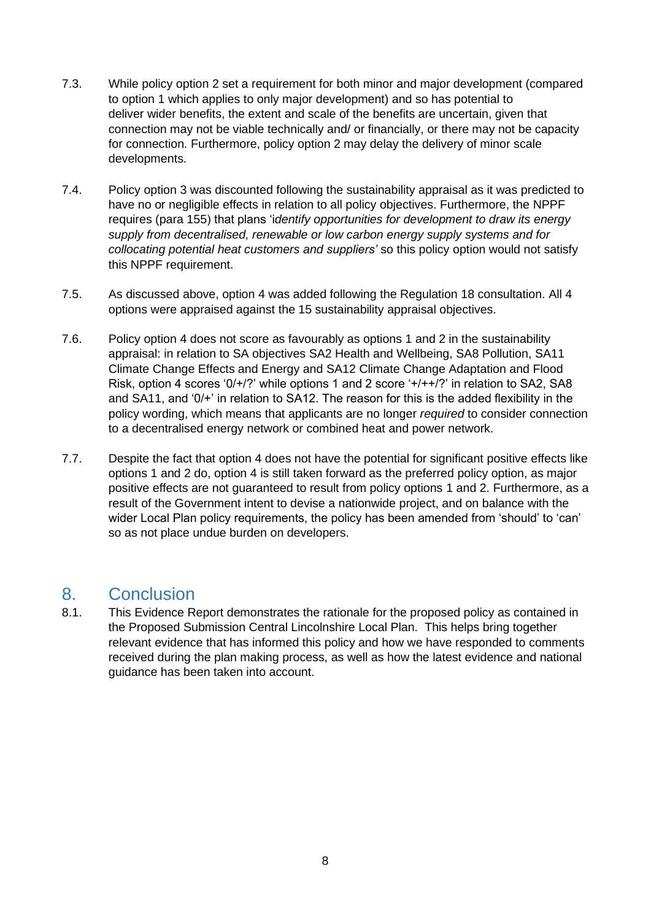7.3. While policy option 2 set a requirement for both minor and major development (compared to option 1 which applies to only major development) and so has potential to deliver wider benefits, the extent and scale of the benefits are uncertain, given that connection may not be viable technically and/ or financially, or there may not be capacity for connection. Furthermore, policy option 2 may delay the delivery of minor scale developments.

7.4. Policy option 3 was discounted following the sustainability appraisal as it was predicted to have no or negligible effects in relation to all policy objectives. Furthermore, the NPPF requires (para 155) that plans '*identify opportunities for development to draw its energy supply from decentralised, renewable or low carbon energy supply systems and for collocating potential heat customers and suppliers'* so this policy option would not satisfy this NPPF requirement.

7.5. As discussed above, option 4 was added following the Regulation 18 consultation. All 4 options were appraised against the 15 sustainability appraisal objectives.

7.6. Policy option 4 does not score as favourably as options 1 and 2 in the sustainability appraisal: in relation to SA objectives SA2 Health and Wellbeing, SA8 Pollution, SA11 Climate Change Effects and Energy and SA12 Climate Change Adaptation and Flood Risk, option 4 scores '0/+/?' while options 1 and 2 score '+/++/?' in relation to SA2, SA8 and SA11, and '0/+' in relation to SA12. The reason for this is the added flexibility in the policy wording, which means that applicants are no longer *required* to consider connection to a decentralised energy network or combined heat and power network.

7.7. Despite the fact that option 4 does not have the potential for significant positive effects like options 1 and 2 do, option 4 is still taken forward as the preferred policy option, as major positive effects are not guaranteed to result from policy options 1 and 2. Furthermore, as a result of the Government intent to devise a nationwide project, and on balance with the wider Local Plan policy requirements, the policy has been amended from 'should' to 'can' so as not place undue burden on developers.

## 8. Conclusion

8.1. This Evidence Report demonstrates the rationale for the proposed policy as contained in the Proposed Submission Central Lincolnshire Local Plan. This helps bring together relevant evidence that has informed this policy and how we have responded to comments received during the plan making process, as well as how the latest evidence and national guidance has been taken into account.